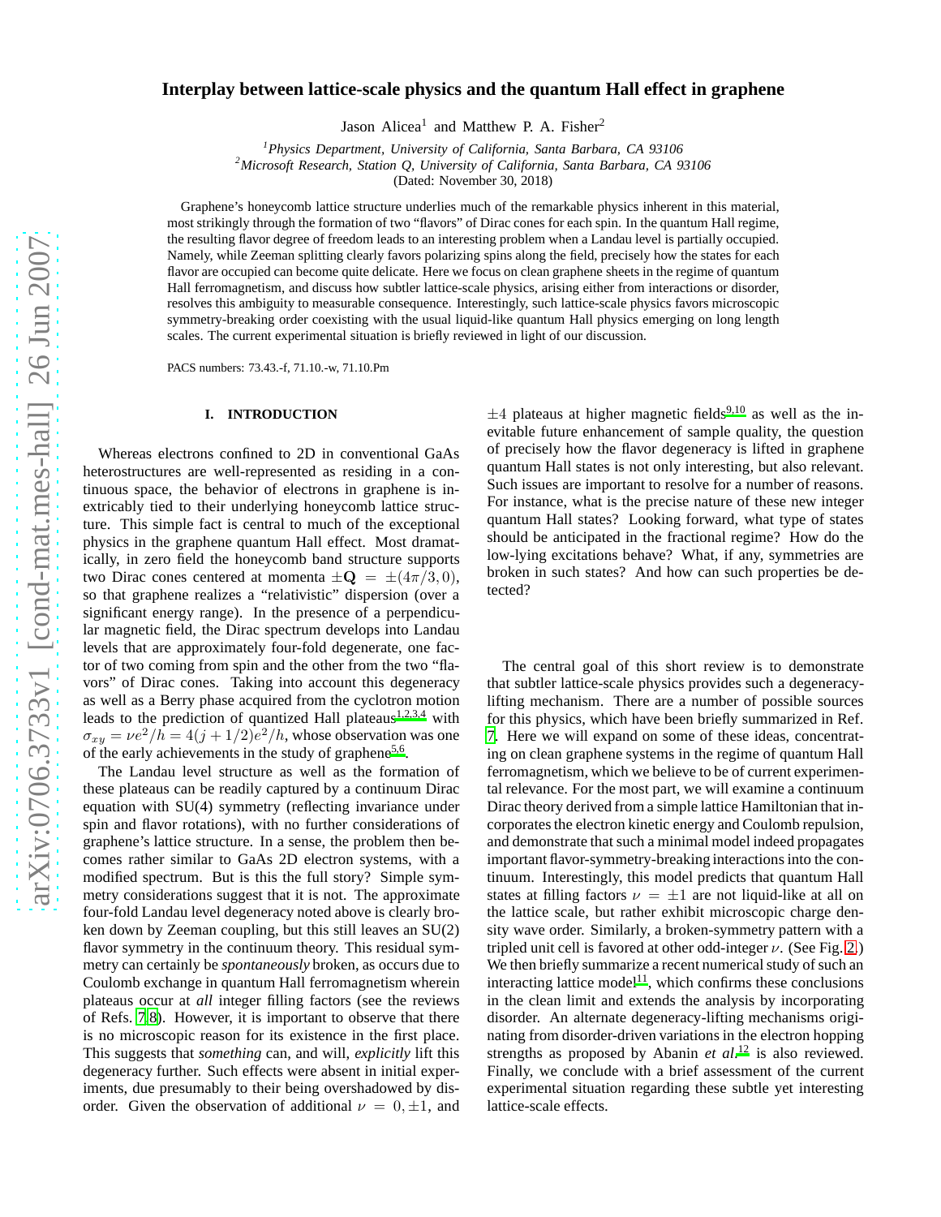# Interplay between lattice-scale physics and the quantum Hall effect in graphene

Jason Alicea[1] and Matthew P. A. Fisher[2]

[1]*Physics Department, University of California, Santa Barbara, CA 93106*
[2]*Microsoft Research, Station Q, University of California, Santa Barbara, CA 93106*
(Dated: November 30, 2018)

Graphene's honeycomb lattice structure underlies much of the remarkable physics inherent in this material, most strikingly through the formation of two "flavors" of Dirac cones for each spin. In the quantum Hall regime, the resulting flavor degree of freedom leads to an interesting problem when a Landau level is partially occupied. Namely, while Zeeman splitting clearly favors polarizing spins along the field, precisely how the states for each flavor are occupied can become quite delicate. Here we focus on clean graphene sheets in the regime of quantum Hall ferromagnetism, and discuss how subtler lattice-scale physics, arising either from interactions or disorder, resolves this ambiguity to measurable consequence. Interestingly, such lattice-scale physics favors microscopic symmetry-breaking order coexisting with the usual liquid-like quantum Hall physics emerging on long length scales. The current experimental situation is briefly reviewed in light of our discussion.

PACS numbers: 73.43.-f, 71.10.-w, 71.10.Pm

## I. INTRODUCTION

Whereas electrons confined to 2D in conventional GaAs heterostructures are well-represented as residing in a continuous space, the behavior of electrons in graphene is inextricably tied to their underlying honeycomb lattice structure. This simple fact is central to much of the exceptional physics in the graphene quantum Hall effect. Most dramatically, in zero field the honeycomb band structure supports two Dirac cones centered at momenta $\pm\mathbf{Q} = \pm(4\pi/3, 0)$, so that graphene realizes a "relativistic" dispersion (over a significant energy range). In the presence of a perpendicular magnetic field, the Dirac spectrum develops into Landau levels that are approximately four-fold degenerate, one factor of two coming from spin and the other from the two "flavors" of Dirac cones. Taking into account this degeneracy as well as a Berry phase acquired from the cyclotron motion leads to the prediction of quantized Hall plateaus[1,2,3,4] with $\sigma_{xy} = \nu e^2/h = 4(j + 1/2)e^2/h$, whose observation was one of the early achievements in the study of graphene[5,6].

The Landau level structure as well as the formation of these plateaus can be readily captured by a continuum Dirac equation with SU(4) symmetry (reflecting invariance under spin and flavor rotations), with no further considerations of graphene's lattice structure. In a sense, the problem then becomes rather similar to GaAs 2D electron systems, with a modified spectrum. But is this the full story? Simple symmetry considerations suggest that it is not. The approximate four-fold Landau level degeneracy noted above is clearly broken down by Zeeman coupling, but this still leaves an SU(2) flavor symmetry in the continuum theory. This residual symmetry can certainly be *spontaneously* broken, as occurs due to Coulomb exchange in quantum Hall ferromagnetism wherein plateaus occur at *all* integer filling factors (see the reviews of Refs. 7,8). However, it is important to observe that there is no microscopic reason for its existence in the first place. This suggests that *something* can, and will, *explicitly* lift this degeneracy further. Such effects were absent in initial experiments, due presumably to their being overshadowed by disorder. Given the observation of additional $\nu = 0, \pm 1$, and $\pm 4$ plateaus at higher magnetic fields[9,10] as well as the inevitable future enhancement of sample quality, the question of precisely how the flavor degeneracy is lifted in graphene quantum Hall states is not only interesting, but also relevant. Such issues are important to resolve for a number of reasons. For instance, what is the precise nature of these new integer quantum Hall states? Looking forward, what type of states should be anticipated in the fractional regime? How do the low-lying excitations behave? What, if any, symmetries are broken in such states? And how can such properties be detected?

The central goal of this short review is to demonstrate that subtler lattice-scale physics provides such a degeneracy-lifting mechanism. There are a number of possible sources for this physics, which have been briefly summarized in Ref. 7. Here we will expand on some of these ideas, concentrating on clean graphene systems in the regime of quantum Hall ferromagnetism, which we believe to be of current experimental relevance. For the most part, we will examine a continuum Dirac theory derived from a simple lattice Hamiltonian that incorporates the electron kinetic energy and Coulomb repulsion, and demonstrate that such a minimal model indeed propagates important flavor-symmetry-breaking interactions into the continuum. Interestingly, this model predicts that quantum Hall states at filling factors $\nu = \pm 1$ are not liquid-like at all on the lattice scale, but rather exhibit microscopic charge density wave order. Similarly, a broken-symmetry pattern with a tripled unit cell is favored at other odd-integer $\nu$. (See Fig. 2.) We then briefly summarize a recent numerical study of such an interacting lattice model[11], which confirms these conclusions in the clean limit and extends the analysis by incorporating disorder. An alternate degeneracy-lifting mechanisms originating from disorder-driven variations in the electron hopping strengths as proposed by Abanin *et al.*[12] is also reviewed. Finally, we conclude with a brief assessment of the current experimental situation regarding these subtle yet interesting lattice-scale effects.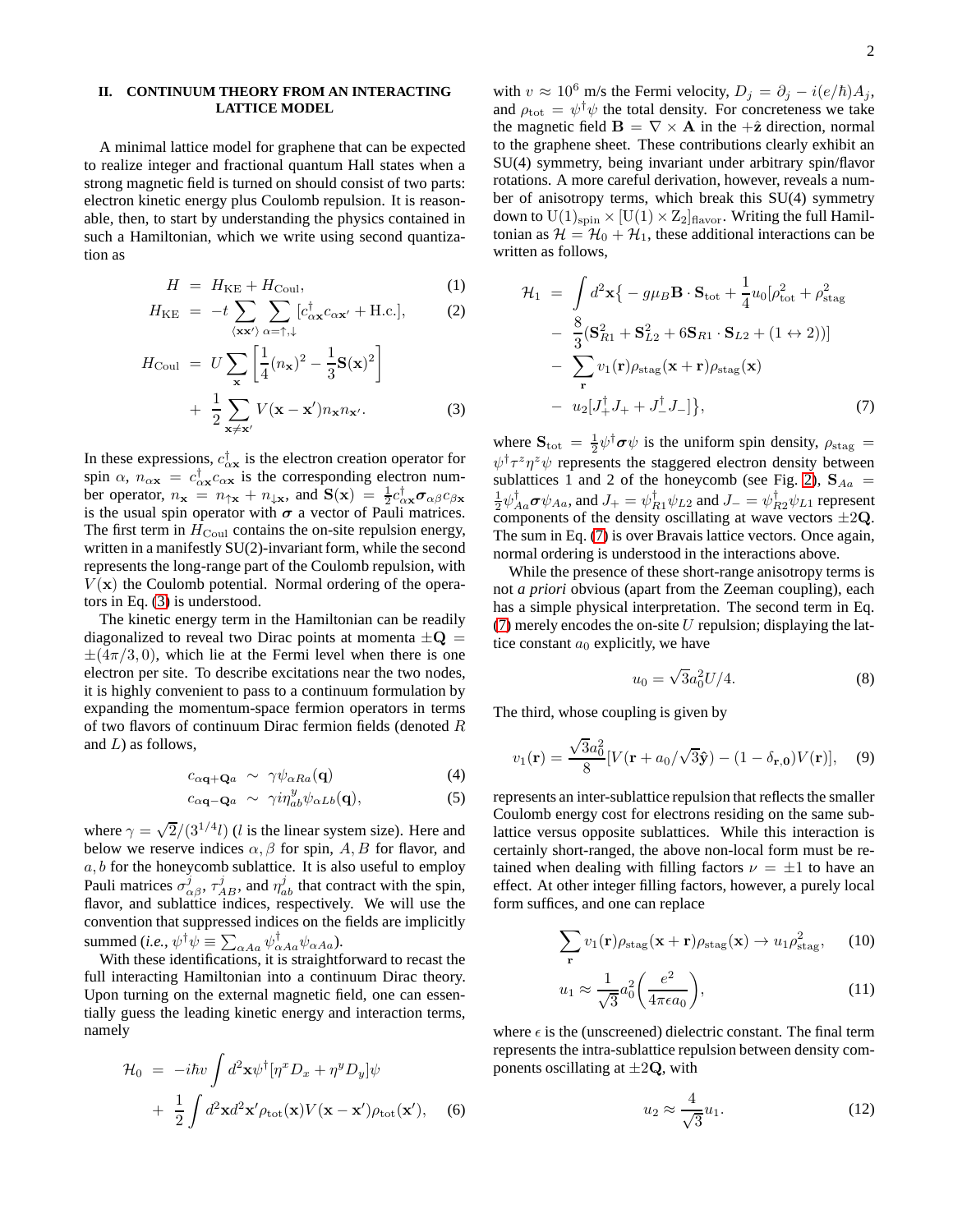## II. CONTINUUM THEORY FROM AN INTERACTING LATTICE MODEL

A minimal lattice model for graphene that can be expected to realize integer and fractional quantum Hall states when a strong magnetic field is turned on should consist of two parts: electron kinetic energy plus Coulomb repulsion. It is reasonable, then, to start by understanding the physics contained in such a Hamiltonian, which we write using second quantization as

$$H = H_{\rm KE} + H_{\rm Coul}, \tag{1}$$

$$H_{\rm KE} = -t\sum_{\langle \mathbf{x}\mathbf{x}'\rangle}\sum_{\alpha=\uparrow,\downarrow}[c^\dagger_{\alpha\mathbf{x}}c_{\alpha\mathbf{x}'} + {\rm H.c.}], \tag{2}$$

$$H_{\rm Coul} = U\sum_{\mathbf{x}}\left[\frac{1}{4}(n_{\mathbf{x}})^2 - \frac{1}{3}\mathbf{S}(\mathbf{x})^2\right] + \frac{1}{2}\sum_{\mathbf{x}\neq\mathbf{x}'}V(\mathbf{x}-\mathbf{x}')n_{\mathbf{x}}n_{\mathbf{x}'}. \tag{3}$$

In these expressions, $c^\dagger_{\alpha\mathbf{x}}$ is the electron creation operator for spin $\alpha$, $n_{\alpha\mathbf{x}} = c^\dagger_{\alpha\mathbf{x}}c_{\alpha\mathbf{x}}$ is the corresponding electron number operator, $n_{\mathbf{x}} = n_{\uparrow\mathbf{x}} + n_{\downarrow\mathbf{x}}$, and $\mathbf{S}(\mathbf{x}) = \frac{1}{2}c^\dagger_{\alpha\mathbf{x}}\boldsymbol{\sigma}_{\alpha\beta}c_{\beta\mathbf{x}}$ is the usual spin operator with $\boldsymbol{\sigma}$ a vector of Pauli matrices. The first term in $H_{\rm Coul}$ contains the on-site repulsion energy, written in a manifestly SU(2)-invariant form, while the second represents the long-range part of the Coulomb repulsion, with $V(\mathbf{x})$ the Coulomb potential. Normal ordering of the operators in Eq. (3) is understood.

The kinetic energy term in the Hamiltonian can be readily diagonalized to reveal two Dirac points at momenta $\pm\mathbf{Q} = \pm(4\pi/3, 0)$, which lie at the Fermi level when there is one electron per site. To describe excitations near the two nodes, it is highly convenient to pass to a continuum formulation by expanding the momentum-space fermion operators in terms of two flavors of continuum Dirac fermion fields (denoted $R$ and $L$) as follows,

$$c_{\alpha\mathbf{q}+\mathbf{Q}a} \sim \gamma\psi_{\alpha Ra}(\mathbf{q}) \tag{4}$$

$$c_{\alpha\mathbf{q}-\mathbf{Q}a} \sim \gamma i\eta^y_{ab}\psi_{\alpha Lb}(\mathbf{q}), \tag{5}$$

where $\gamma = \sqrt{2}/(3^{1/4}l)$ ($l$ is the linear system size). Here and below we reserve indices $\alpha, \beta$ for spin, $A, B$ for flavor, and $a, b$ for the honeycomb sublattice. It is also useful to employ Pauli matrices $\sigma^j_{\alpha\beta}$, $\tau^j_{AB}$, and $\eta^j_{ab}$ that contract with the spin, flavor, and sublattice indices, respectively. We will use the convention that suppressed indices on the fields are implicitly summed (*i.e.*, $\psi^\dagger\psi \equiv \sum_{\alpha Aa}\psi^\dagger_{\alpha Aa}\psi_{\alpha Aa}$).

With these identifications, it is straightforward to recast the full interacting Hamiltonian into a continuum Dirac theory. Upon turning on the external magnetic field, one can essentially guess the leading kinetic energy and interaction terms, namely

$$\mathcal{H}_0 = -i\hbar v\int d^2\mathbf{x}\psi^\dagger[\eta^x D_x + \eta^y D_y]\psi + \frac{1}{2}\int d^2\mathbf{x}d^2\mathbf{x}'\rho_{\rm tot}(\mathbf{x})V(\mathbf{x}-\mathbf{x}')\rho_{\rm tot}(\mathbf{x}'), \tag{6}$$

with $v \approx 10^6$ m/s the Fermi velocity, $D_j = \partial_j - i(e/\hbar)A_j$, and $\rho_{\rm tot} = \psi^\dagger\psi$ the total density. For concreteness we take the magnetic field $\mathbf{B} = \nabla\times\mathbf{A}$ in the $+\hat{\mathbf{z}}$ direction, normal to the graphene sheet. These contributions clearly exhibit an SU(4) symmetry, being invariant under arbitrary spin/flavor rotations. A more careful derivation, however, reveals a number of anisotropy terms, which break this SU(4) symmetry down to $\rm U(1)_{spin}\times[U(1)\times Z_2]_{flavor}$. Writing the full Hamiltonian as $\mathcal{H} = \mathcal{H}_0 + \mathcal{H}_1$, these additional interactions can be written as follows,

$$\begin{aligned}\mathcal{H}_1 = \int d^2\mathbf{x}\big\{&-g\mu_B\mathbf{B}\cdot\mathbf{S}_{\rm tot} + \frac{1}{4}u_0[\rho^2_{\rm tot} + \rho^2_{\rm stag} \\ &- \frac{8}{3}(\mathbf{S}^2_{R1} + \mathbf{S}^2_{L2} + 6\mathbf{S}_{R1}\cdot\mathbf{S}_{L2} + (1\leftrightarrow 2))] \\ &- \sum_{\mathbf{r}}v_1(\mathbf{r})\rho_{\rm stag}(\mathbf{x}+\mathbf{r})\rho_{\rm stag}(\mathbf{x}) \\ &- u_2[J^\dagger_+J_+ + J^\dagger_-J_-]\big\},\end{aligned} \tag{7}$$

where $\mathbf{S}_{\rm tot} = \frac{1}{2}\psi^\dagger\boldsymbol{\sigma}\psi$ is the uniform spin density, $\rho_{\rm stag} = \psi^\dagger\tau^z\eta^z\psi$ represents the staggered electron density between sublattices 1 and 2 of the honeycomb (see Fig. 2), $\mathbf{S}_{Aa} = \frac{1}{2}\psi^\dagger_{Aa}\boldsymbol{\sigma}\psi_{Aa}$, and $J_+ = \psi^\dagger_{R1}\psi_{L2}$ and $J_- = \psi^\dagger_{R2}\psi_{L1}$ represent components of the density oscillating at wave vectors $\pm2\mathbf{Q}$. The sum in Eq. (7) is over Bravais lattice vectors. Once again, normal ordering is understood in the interactions above.

While the presence of these short-range anisotropy terms is not *a priori* obvious (apart from the Zeeman coupling), each has a simple physical interpretation. The second term in Eq. (7) merely encodes the on-site $U$ repulsion; displaying the lattice constant $a_0$ explicitly, we have

$$u_0 = \sqrt{3}a_0^2U/4. \tag{8}$$

The third, whose coupling is given by

$$v_1(\mathbf{r}) = \frac{\sqrt{3}a_0^2}{8}[V(\mathbf{r} + a_0/\sqrt{3}\hat{\mathbf{y}}) - (1-\delta_{\mathbf{r},\mathbf{0}})V(\mathbf{r})], \tag{9}$$

represents an inter-sublattice repulsion that reflects the smaller Coulomb energy cost for electrons residing on the same sublattice versus opposite sublattices. While this interaction is certainly short-ranged, the above non-local form must be retained when dealing with filling factors $\nu = \pm1$ to have an effect. At other integer filling factors, however, a purely local form suffices, and one can replace

$$\sum_{\mathbf{r}}v_1(\mathbf{r})\rho_{\rm stag}(\mathbf{x}+\mathbf{r})\rho_{\rm stag}(\mathbf{x}) \to u_1\rho^2_{\rm stag}, \tag{10}$$

$$u_1 \approx \frac{1}{\sqrt{3}}a_0^2\left(\frac{e^2}{4\pi\epsilon a_0}\right), \tag{11}$$

where $\epsilon$ is the (unscreened) dielectric constant. The final term represents the intra-sublattice repulsion between density components oscillating at $\pm2\mathbf{Q}$, with

$$u_2 \approx \frac{4}{\sqrt{3}}u_1. \tag{12}$$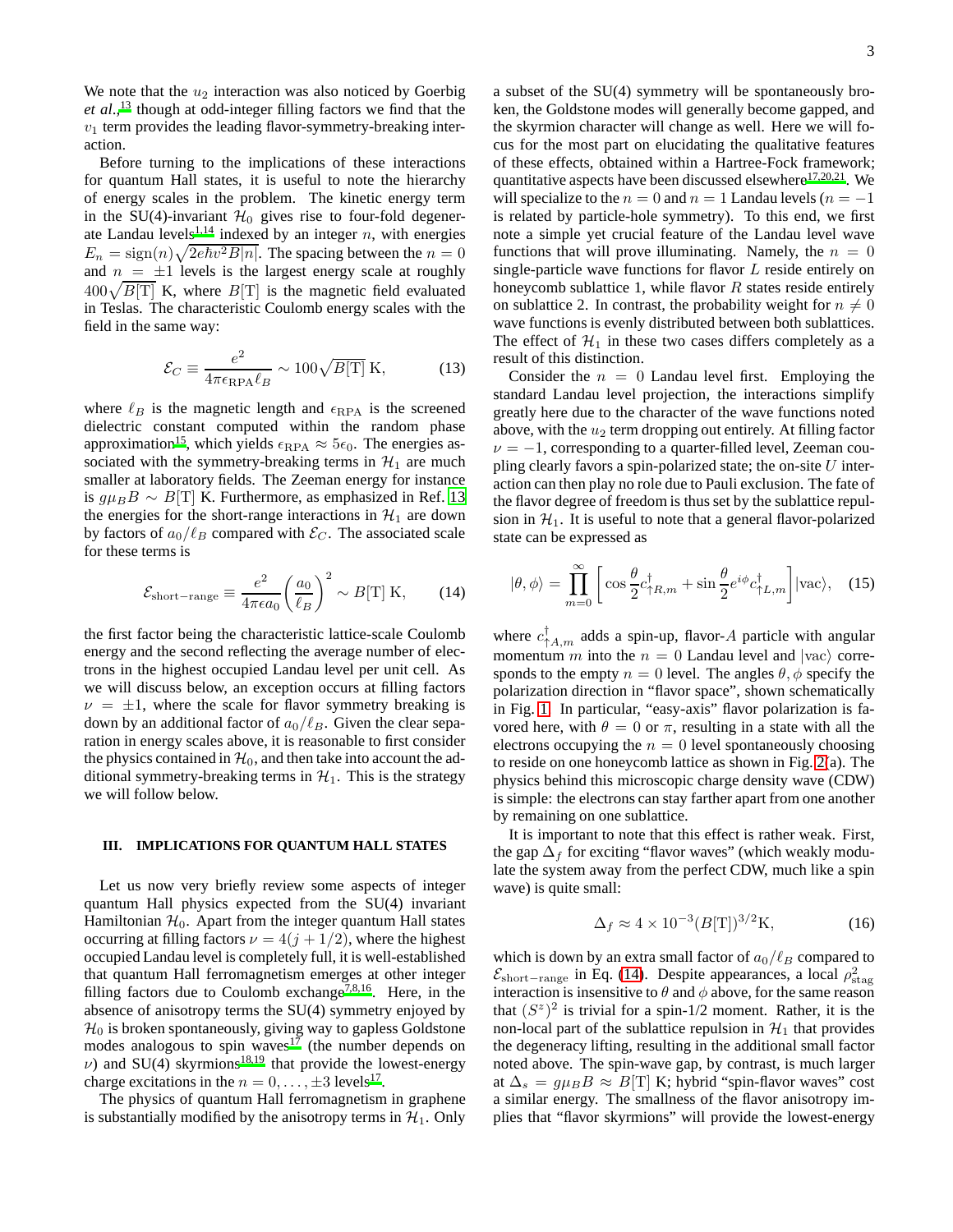We note that the $u_2$ interaction was also noticed by Goerbig *et al.*,[13] though at odd-integer filling factors we find that the $v_1$ term provides the leading flavor-symmetry-breaking interaction.

Before turning to the implications of these interactions for quantum Hall states, it is useful to note the hierarchy of energy scales in the problem. The kinetic energy term in the SU(4)-invariant $\mathcal{H}_0$ gives rise to four-fold degenerate Landau levels[1,14] indexed by an integer $n$, with energies $E_n = \text{sign}(n)\sqrt{2e\hbar v^2 B|n|}$. The spacing between the $n = 0$ and $n = \pm 1$ levels is the largest energy scale at roughly $400\sqrt{B[\text{T}]}$ K, where $B[\text{T}]$ is the magnetic field evaluated in Teslas. The characteristic Coulomb energy scales with the field in the same way:

$$\mathcal{E}_C \equiv \frac{e^2}{4\pi\epsilon_{\text{RPA}}\ell_B} \sim 100\sqrt{B[\text{T}]}\,\text{K}, \tag{13}$$

where $\ell_B$ is the magnetic length and $\epsilon_{\text{RPA}}$ is the screened dielectric constant computed within the random phase approximation[15], which yields $\epsilon_{\text{RPA}} \approx 5\epsilon_0$. The energies associated with the symmetry-breaking terms in $\mathcal{H}_1$ are much smaller at laboratory fields. The Zeeman energy for instance is $g\mu_B B \sim B[\text{T}]$ K. Furthermore, as emphasized in Ref. 13 the energies for the short-range interactions in $\mathcal{H}_1$ are down by factors of $a_0/\ell_B$ compared with $\mathcal{E}_C$. The associated scale for these terms is

$$\mathcal{E}_{\text{short-range}} \equiv \frac{e^2}{4\pi\epsilon a_0}\left(\frac{a_0}{\ell_B}\right)^2 \sim B[\text{T}]\,\text{K}, \tag{14}$$

the first factor being the characteristic lattice-scale Coulomb energy and the second reflecting the average number of electrons in the highest occupied Landau level per unit cell. As we will discuss below, an exception occurs at filling factors $\nu = \pm 1$, where the scale for flavor symmetry breaking is down by an additional factor of $a_0/\ell_B$. Given the clear separation in energy scales above, it is reasonable to first consider the physics contained in $\mathcal{H}_0$, and then take into account the additional symmetry-breaking terms in $\mathcal{H}_1$. This is the strategy we will follow below.

## III. IMPLICATIONS FOR QUANTUM HALL STATES

Let us now very briefly review some aspects of integer quantum Hall physics expected from the SU(4) invariant Hamiltonian $\mathcal{H}_0$. Apart from the integer quantum Hall states occurring at filling factors $\nu = 4(j + 1/2)$, where the highest occupied Landau level is completely full, it is well-established that quantum Hall ferromagnetism emerges at other integer filling factors due to Coulomb exchange[7,8,16]. Here, in the absence of anisotropy terms the SU(4) symmetry enjoyed by $\mathcal{H}_0$ is broken spontaneously, giving way to gapless Goldstone modes analogous to spin waves[17] (the number depends on $\nu$) and SU(4) skyrmions[18,19] that provide the lowest-energy charge excitations in the $n = 0, \ldots, \pm 3$ levels[17].

The physics of quantum Hall ferromagnetism in graphene is substantially modified by the anisotropy terms in $\mathcal{H}_1$. Only a subset of the SU(4) symmetry will be spontaneously broken, the Goldstone modes will generally become gapped, and the skyrmion character will change as well. Here we will focus for the most part on elucidating the qualitative features of these effects, obtained within a Hartree-Fock framework; quantitative aspects have been discussed elsewhere[17,20,21]. We will specialize to the $n = 0$ and $n = 1$ Landau levels ($n = -1$ is related by particle-hole symmetry). To this end, we first note a simple yet crucial feature of the Landau level wave functions that will prove illuminating. Namely, the $n = 0$ single-particle wave functions for flavor $L$ reside entirely on honeycomb sublattice 1, while flavor $R$ states reside entirely on sublattice 2. In contrast, the probability weight for $n \neq 0$ wave functions is evenly distributed between both sublattices. The effect of $\mathcal{H}_1$ in these two cases differs completely as a result of this distinction.

Consider the $n = 0$ Landau level first. Employing the standard Landau level projection, the interactions simplify greatly here due to the character of the wave functions noted above, with the $u_2$ term dropping out entirely. At filling factor $\nu = -1$, corresponding to a quarter-filled level, Zeeman coupling clearly favors a spin-polarized state; the on-site $U$ interaction can then play no role due to Pauli exclusion. The fate of the flavor degree of freedom is thus set by the sublattice repulsion in $\mathcal{H}_1$. It is useful to note that a general flavor-polarized state can be expressed as

$$|\theta, \phi\rangle = \prod_{m=0}^{\infty}\left[\cos\frac{\theta}{2}c^\dagger_{\uparrow R,m} + \sin\frac{\theta}{2}e^{i\phi}c^\dagger_{\uparrow L,m}\right]|\text{vac}\rangle, \tag{15}$$

where $c^\dagger_{\uparrow A,m}$ adds a spin-up, flavor-$A$ particle with angular momentum $m$ into the $n = 0$ Landau level and $|\text{vac}\rangle$ corresponds to the empty $n = 0$ level. The angles $\theta, \phi$ specify the polarization direction in "flavor space", shown schematically in Fig. 1. In particular, "easy-axis" flavor polarization is favored here, with $\theta = 0$ or $\pi$, resulting in a state with all the electrons occupying the $n = 0$ level spontaneously choosing to reside on one honeycomb lattice as shown in Fig. 2(a). The physics behind this microscopic charge density wave (CDW) is simple: the electrons can stay farther apart from one another by remaining on one sublattice.

It is important to note that this effect is rather weak. First, the gap $\Delta_f$ for exciting "flavor waves" (which weakly modulate the system away from the perfect CDW, much like a spin wave) is quite small:

$$\Delta_f \approx 4 \times 10^{-3}(B[\text{T}])^{3/2}\text{K}, \tag{16}$$

which is down by an extra small factor of $a_0/\ell_B$ compared to $\mathcal{E}_{\text{short-range}}$ in Eq. (14). Despite appearances, a local $\rho^2_{\text{stag}}$ interaction is insensitive to $\theta$ and $\phi$ above, for the same reason that $(S^z)^2$ is trivial for a spin-1/2 moment. Rather, it is the non-local part of the sublattice repulsion in $\mathcal{H}_1$ that provides the degeneracy lifting, resulting in the additional small factor noted above. The spin-wave gap, by contrast, is much larger at $\Delta_s = g\mu_B B \approx B[\text{T}]$ K; hybrid "spin-flavor waves" cost a similar energy. The smallness of the flavor anisotropy implies that "flavor skyrmions" will provide the lowest-energy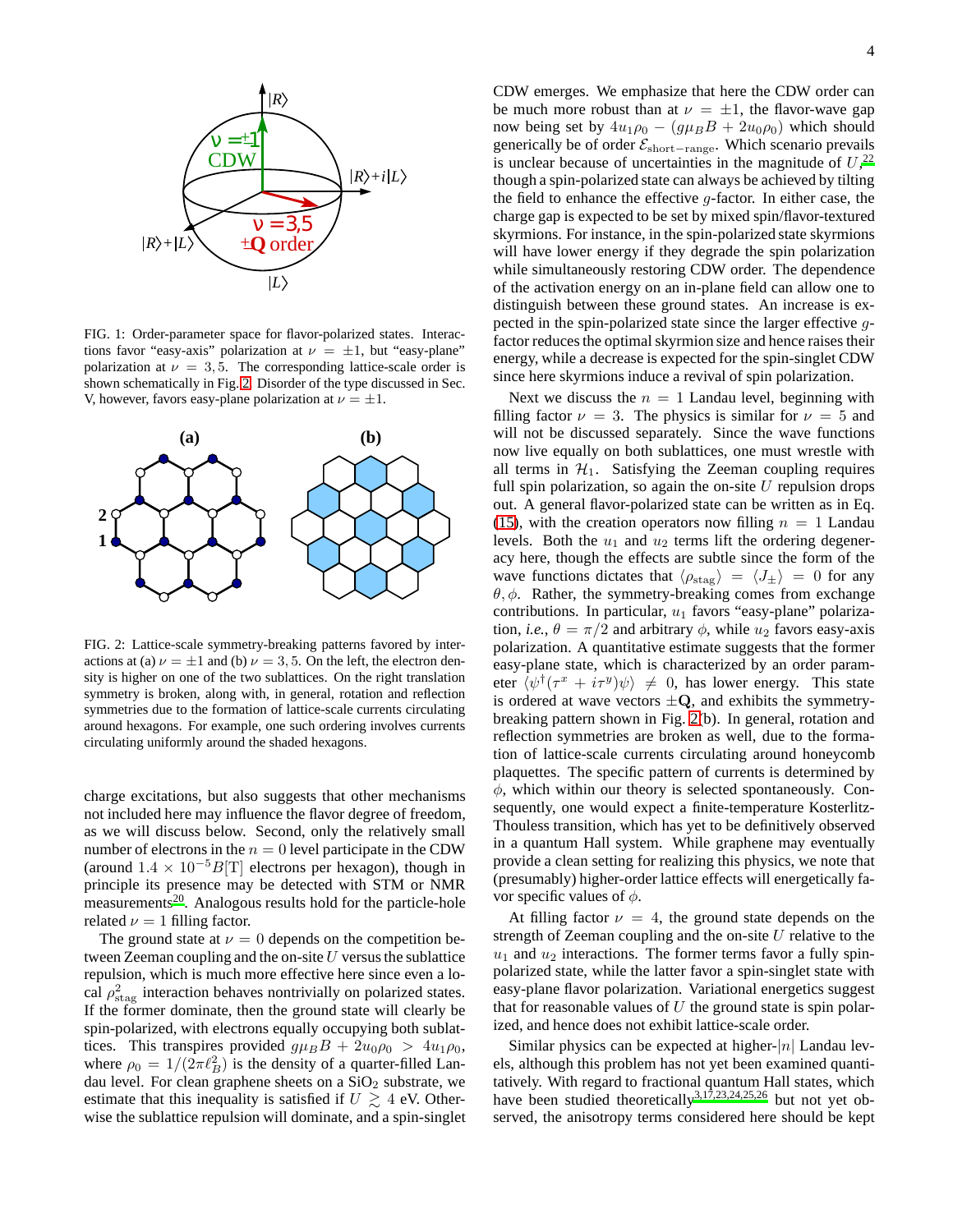FIG. 1: Order-parameter space for flavor-polarized states. Interactions favor "easy-axis" polarization at $\nu = \pm 1$, but "easy-plane" polarization at $\nu = 3, 5$. The corresponding lattice-scale order is shown schematically in Fig. 2. Disorder of the type discussed in Sec. V, however, favors easy-plane polarization at $\nu = \pm 1$.

FIG. 2: Lattice-scale symmetry-breaking patterns favored by interactions at (a) $\nu = \pm 1$ and (b) $\nu = 3, 5$. On the left, the electron density is higher on one of the two sublattices. On the right translation symmetry is broken, along with, in general, rotation and reflection symmetries due to the formation of lattice-scale currents circulating around hexagons. For example, one such ordering involves currents circulating uniformly around the shaded hexagons.

charge excitations, but also suggests that other mechanisms not included here may influence the flavor degree of freedom, as we will discuss below. Second, only the relatively small number of electrons in the $n = 0$ level participate in the CDW (around $1.4 \times 10^{-5} B[\mathrm{T}]$ electrons per hexagon), though in principle its presence may be detected with STM or NMR measurements[20]. Analogous results hold for the particle-hole related $\nu = 1$ filling factor.

The ground state at $\nu = 0$ depends on the competition between Zeeman coupling and the on-site $U$ versus the sublattice repulsion, which is much more effective here since even a local $\rho^2_{\mathrm{stag}}$ interaction behaves nontrivially on polarized states. If the former dominate, then the ground state will clearly be spin-polarized, with electrons equally occupying both sublattices. This transpires provided $g\mu_B B + 2u_0\rho_0 > 4u_1\rho_0$, where $\rho_0 = 1/(2\pi\ell_B^2)$ is the density of a quarter-filled Landau level. For clean graphene sheets on a $SiO_2$ substrate, we estimate that this inequality is satisfied if $U \gtrsim 4$ eV. Otherwise the sublattice repulsion will dominate, and a spin-singlet CDW emerges. We emphasize that here the CDW order can be much more robust than at $\nu = \pm 1$, the flavor-wave gap now being set by $4u_1\rho_0 - (g\mu_B B + 2u_0\rho_0)$ which should generically be of order $\mathcal{E}_{\mathrm{short-range}}$. Which scenario prevails is unclear because of uncertainties in the magnitude of $U$,[22] though a spin-polarized state can always be achieved by tilting the field to enhance the effective $g$-factor. In either case, the charge gap is expected to be set by mixed spin/flavor-textured skyrmions. For instance, in the spin-polarized state skyrmions will have lower energy if they degrade the spin polarization while simultaneously restoring CDW order. The dependence of the activation energy on an in-plane field can allow one to distinguish between these ground states. An increase is expected in the spin-polarized state since the larger effective $g$-factor reduces the optimal skyrmion size and hence raises their energy, while a decrease is expected for the spin-singlet CDW since here skyrmions induce a revival of spin polarization.

Next we discuss the $n = 1$ Landau level, beginning with filling factor $\nu = 3$. The physics is similar for $\nu = 5$ and will not be discussed separately. Since the wave functions now live equally on both sublattices, one must wrestle with all terms in $\mathcal{H}_1$. Satisfying the Zeeman coupling requires full spin polarization, so again the on-site $U$ repulsion drops out. A general flavor-polarized state can be written as in Eq. (15), with the creation operators now filling $n = 1$ Landau levels. Both the $u_1$ and $u_2$ terms lift the ordering degeneracy here, though the effects are subtle since the form of the wave functions dictates that $\langle\rho_{\mathrm{stag}}\rangle = \langle J_\pm\rangle = 0$ for any $\theta, \phi$. Rather, the symmetry-breaking comes from exchange contributions. In particular, $u_1$ favors "easy-plane" polarization, *i.e.*, $\theta = \pi/2$ and arbitrary $\phi$, while $u_2$ favors easy-axis polarization. A quantitative estimate suggests that the former easy-plane state, which is characterized by an order parameter $\langle\psi^\dagger(\tau^x + i\tau^y)\psi\rangle \neq 0$, has lower energy. This state is ordered at wave vectors $\pm\mathbf{Q}$, and exhibits the symmetry-breaking pattern shown in Fig. 2(b). In general, rotation and reflection symmetries are broken as well, due to the formation of lattice-scale currents circulating around honeycomb plaquettes. The specific pattern of currents is determined by $\phi$, which within our theory is selected spontaneously. Consequently, one would expect a finite-temperature Kosterlitz-Thouless transition, which has yet to be definitively observed in a quantum Hall system. While graphene may eventually provide a clean setting for realizing this physics, we note that (presumably) higher-order lattice effects will energetically favor specific values of $\phi$.

At filling factor $\nu = 4$, the ground state depends on the strength of Zeeman coupling and the on-site $U$ relative to the $u_1$ and $u_2$ interactions. The former terms favor a fully spin-polarized state, while the latter favor a spin-singlet state with easy-plane flavor polarization. Variational energetics suggest that for reasonable values of $U$ the ground state is spin polarized, and hence does not exhibit lattice-scale order.

Similar physics can be expected at higher-$|n|$ Landau levels, although this problem has not yet been examined quantitatively. With regard to fractional quantum Hall states, which have been studied theoretically[3,17,23,24,25,26] but not yet observed, the anisotropy terms considered here should be kept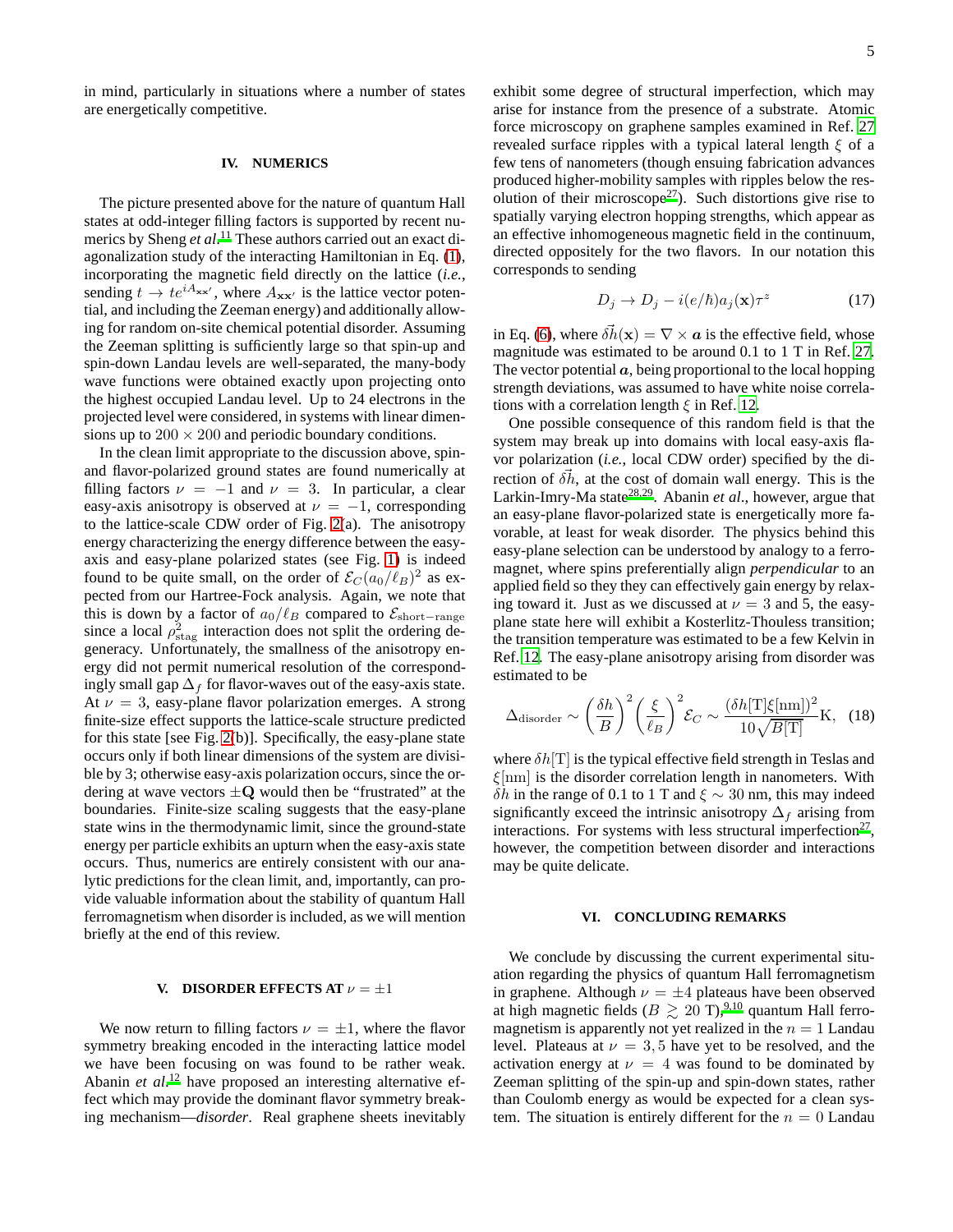in mind, particularly in situations where a number of states are energetically competitive.

## IV. NUMERICS

The picture presented above for the nature of quantum Hall states at odd-integer filling factors is supported by recent numerics by Sheng *et al.*[11] These authors carried out an exact diagonalization study of the interacting Hamiltonian in Eq. (1), incorporating the magnetic field directly on the lattice (*i.e.*, sending $t \to te^{iA_{\mathbf{xx}'}}$, where $A_{\mathbf{xx}'}$ is the lattice vector potential, and including the Zeeman energy) and additionally allowing for random on-site chemical potential disorder. Assuming the Zeeman splitting is sufficiently large so that spin-up and spin-down Landau levels are well-separated, the many-body wave functions were obtained exactly upon projecting onto the highest occupied Landau level. Up to 24 electrons in the projected level were considered, in systems with linear dimensions up to $200 \times 200$ and periodic boundary conditions.

In the clean limit appropriate to the discussion above, spin- and flavor-polarized ground states are found numerically at filling factors $\nu = -1$ and $\nu = 3$. In particular, a clear easy-axis anisotropy is observed at $\nu = -1$, corresponding to the lattice-scale CDW order of Fig. 2(a). The anisotropy energy characterizing the energy difference between the easy-axis and easy-plane polarized states (see Fig. 1) is indeed found to be quite small, on the order of $\mathcal{E}_C(a_0/\ell_B)^2$ as expected from our Hartree-Fock analysis. Again, we note that this is down by a factor of $a_0/\ell_B$ compared to $\mathcal{E}_{\text{short-range}}$ since a local $\rho^2_{\text{stag}}$ interaction does not split the ordering degeneracy. Unfortunately, the smallness of the anisotropy energy did not permit numerical resolution of the correspondingly small gap $\Delta_f$ for flavor-waves out of the easy-axis state. At $\nu = 3$, easy-plane flavor polarization emerges. A strong finite-size effect supports the lattice-scale structure predicted for this state [see Fig. 2(b)]. Specifically, the easy-plane state occurs only if both linear dimensions of the system are divisible by 3; otherwise easy-axis polarization occurs, since the ordering at wave vectors $\pm\mathbf{Q}$ would then be "frustrated" at the boundaries. Finite-size scaling suggests that the easy-plane state wins in the thermodynamic limit, since the ground-state energy per particle exhibits an upturn when the easy-axis state occurs. Thus, numerics are entirely consistent with our analytic predictions for the clean limit, and, importantly, can provide valuable information about the stability of quantum Hall ferromagnetism when disorder is included, as we will mention briefly at the end of this review.

## V. DISORDER EFFECTS AT $\nu = \pm 1$

We now return to filling factors $\nu = \pm 1$, where the flavor symmetry breaking encoded in the interacting lattice model we have been focusing on was found to be rather weak. Abanin *et al.*[12] have proposed an interesting alternative effect which may provide the dominant flavor symmetry breaking mechanism—*disorder*. Real graphene sheets inevitably exhibit some degree of structural imperfection, which may arise for instance from the presence of a substrate. Atomic force microscopy on graphene samples examined in Ref. 27 revealed surface ripples with a typical lateral length $\xi$ of a few tens of nanometers (though ensuing fabrication advances produced higher-mobility samples with ripples below the resolution of their microscope[27]). Such distortions give rise to spatially varying electron hopping strengths, which appear as an effective inhomogeneous magnetic field in the continuum, directed oppositely for the two flavors. In our notation this corresponds to sending

$$D_j \to D_j - i(e/\hbar)a_j(\mathbf{x})\tau^z \tag{17}$$

in Eq. (6), where $\delta\vec{h}(\mathbf{x}) = \nabla \times \boldsymbol{a}$ is the effective field, whose magnitude was estimated to be around 0.1 to 1 T in Ref. 27. The vector potential $\boldsymbol{a}$, being proportional to the local hopping strength deviations, was assumed to have white noise correlations with a correlation length $\xi$ in Ref. 12.

One possible consequence of this random field is that the system may break up into domains with local easy-axis flavor polarization (*i.e.*, local CDW order) specified by the direction of $\delta\vec{h}$, at the cost of domain wall energy. This is the Larkin-Imry-Ma state[28,29]. Abanin *et al.*, however, argue that an easy-plane flavor-polarized state is energetically more favorable, at least for weak disorder. The physics behind this easy-plane selection can be understood by analogy to a ferromagnet, where spins preferentially align *perpendicular* to an applied field so they they can effectively gain energy by relaxing toward it. Just as we discussed at $\nu = 3$ and 5, the easy-plane state here will exhibit a Kosterlitz-Thouless transition; the transition temperature was estimated to be a few Kelvin in Ref. 12. The easy-plane anisotropy arising from disorder was estimated to be

$$\Delta_{\text{disorder}} \sim \left(\frac{\delta h}{B}\right)^2 \left(\frac{\xi}{\ell_B}\right)^2 \mathcal{E}_C \sim \frac{(\delta h[\text{T}]\xi[\text{nm}])^2}{10\sqrt{B[\text{T}]}}\text{K}, \tag{18}$$

where $\delta h[\text{T}]$ is the typical effective field strength in Teslas and $\xi[\text{nm}]$ is the disorder correlation length in nanometers. With $\delta h$ in the range of 0.1 to 1 T and $\xi \sim 30$ nm, this may indeed significantly exceed the intrinsic anisotropy $\Delta_f$ arising from interactions. For systems with less structural imperfection[27], however, the competition between disorder and interactions may be quite delicate.

## VI. CONCLUDING REMARKS

We conclude by discussing the current experimental situation regarding the physics of quantum Hall ferromagnetism in graphene. Although $\nu = \pm 4$ plateaus have been observed at high magnetic fields ($B \gtrsim 20$ T),[9,10] quantum Hall ferromagnetism is apparently not yet realized in the $n = 1$ Landau level. Plateaus at $\nu = 3, 5$ have yet to be resolved, and the activation energy at $\nu = 4$ was found to be dominated by Zeeman splitting of the spin-up and spin-down states, rather than Coulomb energy as would be expected for a clean system. The situation is entirely different for the $n = 0$ Landau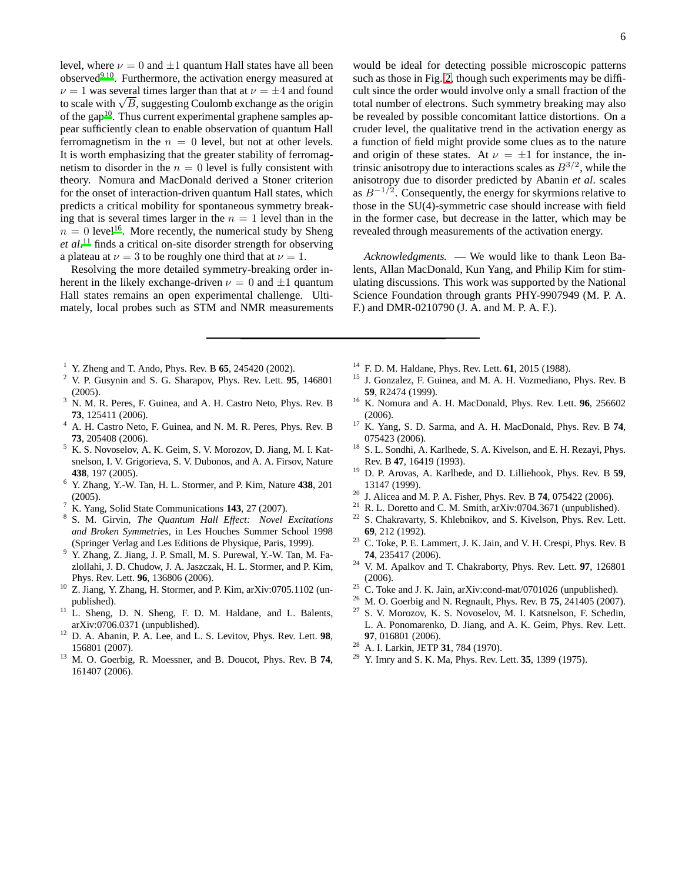level, where $\nu = 0$ and $\pm 1$ quantum Hall states have all been observed[9,10]. Furthermore, the activation energy measured at $\nu = 1$ was several times larger than that at $\nu = \pm 4$ and found to scale with $\sqrt{B}$, suggesting Coulomb exchange as the origin of the gap[10]. Thus current experimental graphene samples appear sufficiently clean to enable observation of quantum Hall ferromagnetism in the $n = 0$ level, but not at other levels. It is worth emphasizing that the greater stability of ferromagnetism to disorder in the $n = 0$ level is fully consistent with theory. Nomura and MacDonald derived a Stoner criterion for the onset of interaction-driven quantum Hall states, which predicts a critical mobility for spontaneous symmetry breaking that is several times larger in the $n = 1$ level than in the $n = 0$ level[16]. More recently, the numerical study by Sheng *et al.*[11] finds a critical on-site disorder strength for observing a plateau at $\nu = 3$ to be roughly one third that at $\nu = 1$.

Resolving the more detailed symmetry-breaking order inherent in the likely exchange-driven $\nu = 0$ and $\pm 1$ quantum Hall states remains an open experimental challenge. Ultimately, local probes such as STM and NMR measurements would be ideal for detecting possible microscopic patterns such as those in Fig. 2, though such experiments may be difficult since the order would involve only a small fraction of the total number of electrons. Such symmetry breaking may also be revealed by possible concomitant lattice distortions. On a cruder level, the qualitative trend in the activation energy as a function of field might provide some clues as to the nature and origin of these states. At $\nu = \pm 1$ for instance, the intrinsic anisotropy due to interactions scales as $B^{3/2}$, while the anisotropy due to disorder predicted by Abanin *et al.* scales as $B^{-1/2}$. Consequently, the energy for skyrmions relative to those in the SU(4)-symmetric case should increase with field in the former case, but decrease in the latter, which may be revealed through measurements of the activation energy.

*Acknowledgments.* — We would like to thank Leon Balents, Allan MacDonald, Kun Yang, and Philip Kim for stimulating discussions. This work was supported by the National Science Foundation through grants PHY-9907949 (M. P. A. F.) and DMR-0210790 (J. A. and M. P. A. F.).

---

1. Y. Zheng and T. Ando, Phys. Rev. B **65**, 245420 (2002).
2. V. P. Gusynin and S. G. Sharapov, Phys. Rev. Lett. **95**, 146801 (2005).
3. N. M. R. Peres, F. Guinea, and A. H. Castro Neto, Phys. Rev. B **73**, 125411 (2006).
4. A. H. Castro Neto, F. Guinea, and N. M. R. Peres, Phys. Rev. B **73**, 205408 (2006).
5. K. S. Novoselov, A. K. Geim, S. V. Morozov, D. Jiang, M. I. Katsnelson, I. V. Grigorieva, S. V. Dubonos, and A. A. Firsov, Nature **438**, 197 (2005).
6. Y. Zhang, Y.-W. Tan, H. L. Stormer, and P. Kim, Nature **438**, 201 (2005).
7. K. Yang, Solid State Communications **143**, 27 (2007).
8. S. M. Girvin, *The Quantum Hall Effect: Novel Excitations and Broken Symmetries*, in Les Houches Summer School 1998 (Springer Verlag and Les Editions de Physique, Paris, 1999).
9. Y. Zhang, Z. Jiang, J. P. Small, M. S. Purewal, Y.-W. Tan, M. Fazlollahi, J. D. Chudow, J. A. Jaszczak, H. L. Stormer, and P. Kim, Phys. Rev. Lett. **96**, 136806 (2006).
10. Z. Jiang, Y. Zhang, H. Stormer, and P. Kim, arXiv:0705.1102 (unpublished).
11. L. Sheng, D. N. Sheng, F. D. M. Haldane, and L. Balents, arXiv:0706.0371 (unpublished).
12. D. A. Abanin, P. A. Lee, and L. S. Levitov, Phys. Rev. Lett. **98**, 156801 (2007).
13. M. O. Goerbig, R. Moessner, and B. Doucot, Phys. Rev. B **74**, 161407 (2006).
14. F. D. M. Haldane, Phys. Rev. Lett. **61**, 2015 (1988).
15. J. Gonzalez, F. Guinea, and M. A. H. Vozmediano, Phys. Rev. B **59**, R2474 (1999).
16. K. Nomura and A. H. MacDonald, Phys. Rev. Lett. **96**, 256602 (2006).
17. K. Yang, S. D. Sarma, and A. H. MacDonald, Phys. Rev. B **74**, 075423 (2006).
18. S. L. Sondhi, A. Karlhede, S. A. Kivelson, and E. H. Rezayi, Phys. Rev. B **47**, 16419 (1993).
19. D. P. Arovas, A. Karlhede, and D. Lilliehook, Phys. Rev. B **59**, 13147 (1999).
20. J. Alicea and M. P. A. Fisher, Phys. Rev. B **74**, 075422 (2006).
21. R. L. Doretto and C. M. Smith, arXiv:0704.3671 (unpublished).
22. S. Chakravarty, S. Khlebnikov, and S. Kivelson, Phys. Rev. Lett. **69**, 212 (1992).
23. C. Toke, P. E. Lammert, J. K. Jain, and V. H. Crespi, Phys. Rev. B **74**, 235417 (2006).
24. V. M. Apalkov and T. Chakraborty, Phys. Rev. Lett. **97**, 126801 (2006).
25. C. Toke and J. K. Jain, arXiv:cond-mat/0701026 (unpublished).
26. M. O. Goerbig and N. Regnault, Phys. Rev. B **75**, 241405 (2007).
27. S. V. Morozov, K. S. Novoselov, M. I. Katsnelson, F. Schedin, L. A. Ponomarenko, D. Jiang, and A. K. Geim, Phys. Rev. Lett. **97**, 016801 (2006).
28. A. I. Larkin, JETP **31**, 784 (1970).
29. Y. Imry and S. K. Ma, Phys. Rev. Lett. **35**, 1399 (1975).